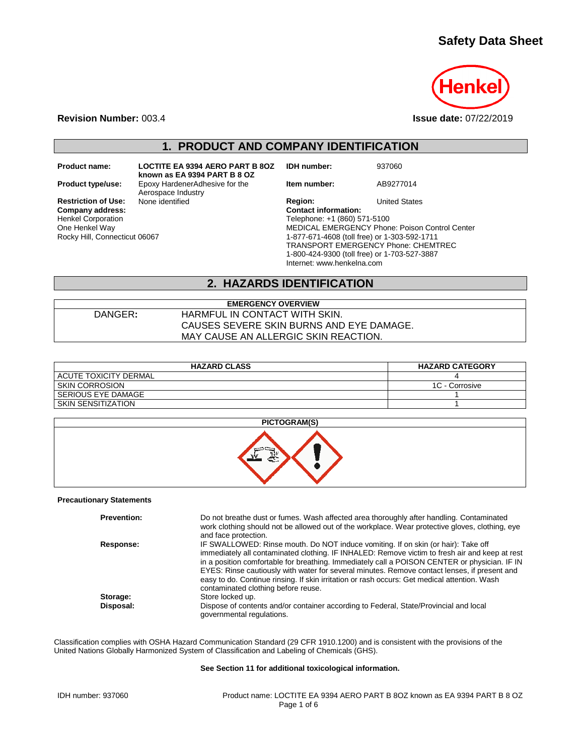# Safety Data Sheet

**Revision Number:** 003.4

**Issue date:** 07/22/2019

## 1. PRODUCT AND COMPANY IDENTIFICATION

| | | | |
|---|---|---|---|
| **Product name:** | **LOCTITE EA 9394 AERO PART B 8OZ known as EA 9394 PART B 8 OZ** | **IDH number:** | 937060 |
| **Product type/use:** | Epoxy HardenerAdhesive for the Aerospace Industry | **Item number:** | AB9277014 |
| **Restriction of Use:** | None identified | **Region:** | United States |

**Company address:**
Henkel Corporation
One Henkel Way
Rocky Hill, Connecticut 06067

**Contact information:**
Telephone: +1 (860) 571-5100
MEDICAL EMERGENCY Phone: Poison Control Center
1-877-671-4608 (toll free) or 1-303-592-1711
TRANSPORT EMERGENCY Phone: CHEMTREC
1-800-424-9300 (toll free) or 1-703-527-3887
Internet: www.henkelna.com

## 2. HAZARDS IDENTIFICATION

| EMERGENCY OVERVIEW | |
|---|---|
| DANGER: | HARMFUL IN CONTACT WITH SKIN.<br>CAUSES SEVERE SKIN BURNS AND EYE DAMAGE.<br>MAY CAUSE AN ALLERGIC SKIN REACTION. |

| HAZARD CLASS | HAZARD CATEGORY |
|---|---|
| ACUTE TOXICITY DERMAL | 4 |
| SKIN CORROSION | 1C - Corrosive |
| SERIOUS EYE DAMAGE | 1 |
| SKIN SENSITIZATION | 1 |

**PICTOGRAM(S)**

**Precautionary Statements**

| | |
|---|---|
| **Prevention:** | Do not breathe dust or fumes. Wash affected area thoroughly after handling. Contaminated work clothing should not be allowed out of the workplace. Wear protective gloves, clothing, eye and face protection. |
| **Response:** | IF SWALLOWED: Rinse mouth. Do NOT induce vomiting. If on skin (or hair): Take off immediately all contaminated clothing. IF INHALED: Remove victim to fresh air and keep at rest in a position comfortable for breathing. Immediately call a POISON CENTER or physician. IF IN EYES: Rinse cautiously with water for several minutes. Remove contact lenses, if present and easy to do. Continue rinsing. If skin irritation or rash occurs: Get medical attention. Wash contaminated clothing before reuse. |
| **Storage:** | Store locked up. |
| **Disposal:** | Dispose of contents and/or container according to Federal, State/Provincial and local governmental regulations. |

Classification complies with OSHA Hazard Communication Standard (29 CFR 1910.1200) and is consistent with the provisions of the United Nations Globally Harmonized System of Classification and Labeling of Chemicals (GHS).

**See Section 11 for additional toxicological information.**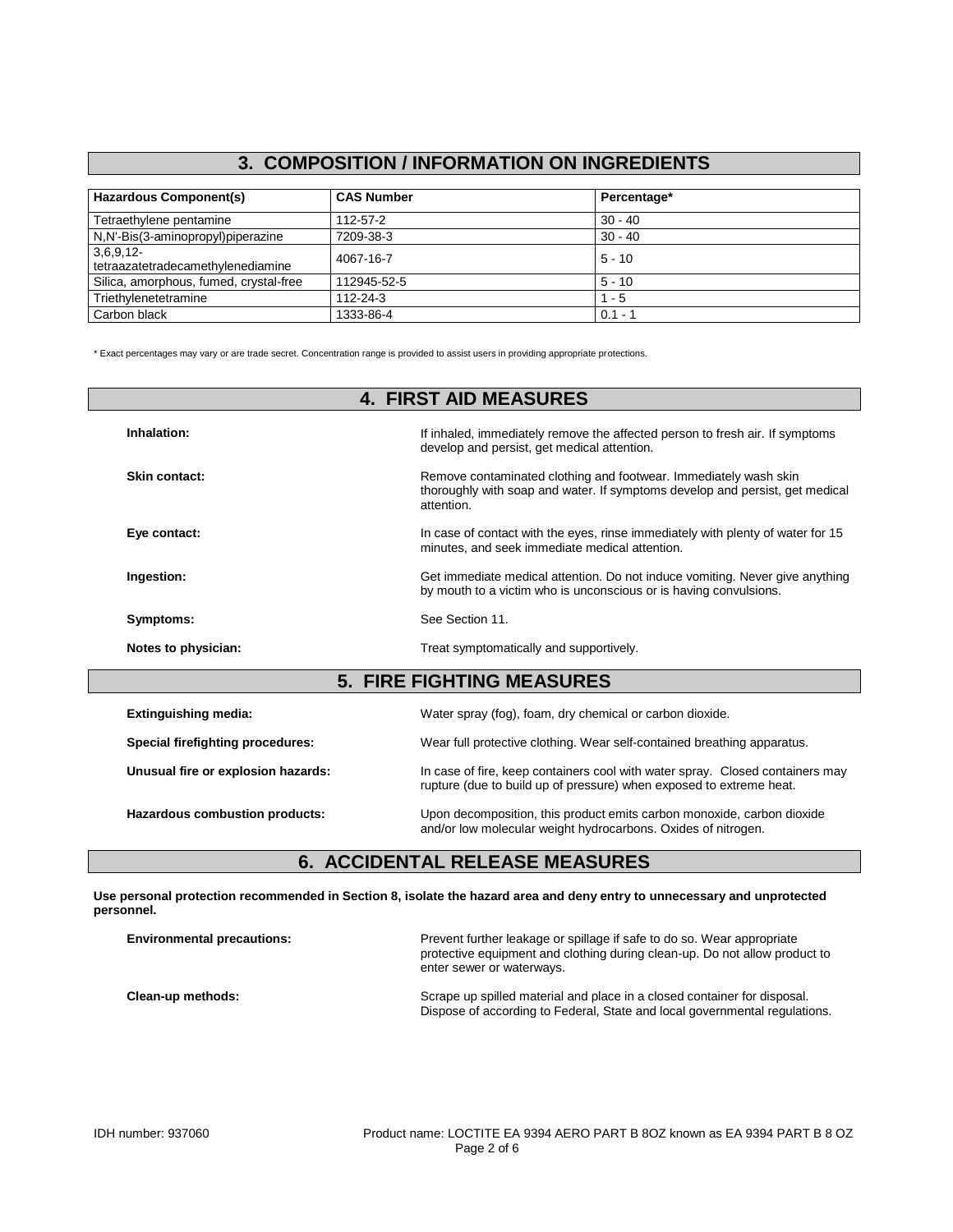## 3. COMPOSITION / INFORMATION ON INGREDIENTS

| Hazardous Component(s) | CAS Number | Percentage* |
|---|---|---|
| Tetraethylene pentamine | 112-57-2 | 30 - 40 |
| N,N'-Bis(3-aminopropyl)piperazine | 7209-38-3 | 30 - 40 |
| 3,6,9,12-tetraazatetradecamethylenediamine | 4067-16-7 | 5 - 10 |
| Silica, amorphous, fumed, crystal-free | 112945-52-5 | 5 - 10 |
| Triethylenetetramine | 112-24-3 | 1 - 5 |
| Carbon black | 1333-86-4 | 0.1 - 1 |

* Exact percentages may vary or are trade secret. Concentration range is provided to assist users in providing appropriate protections.

## 4. FIRST AID MEASURES

**Inhalation:** If inhaled, immediately remove the affected person to fresh air. If symptoms develop and persist, get medical attention.

**Skin contact:** Remove contaminated clothing and footwear. Immediately wash skin thoroughly with soap and water. If symptoms develop and persist, get medical attention.

**Eye contact:** In case of contact with the eyes, rinse immediately with plenty of water for 15 minutes, and seek immediate medical attention.

**Ingestion:** Get immediate medical attention. Do not induce vomiting. Never give anything by mouth to a victim who is unconscious or is having convulsions.

**Symptoms:** See Section 11.

**Notes to physician:** Treat symptomatically and supportively.

## 5. FIRE FIGHTING MEASURES

**Extinguishing media:** Water spray (fog), foam, dry chemical or carbon dioxide.

**Special firefighting procedures:** Wear full protective clothing. Wear self-contained breathing apparatus.

**Unusual fire or explosion hazards:** In case of fire, keep containers cool with water spray. Closed containers may rupture (due to build up of pressure) when exposed to extreme heat.

**Hazardous combustion products:** Upon decomposition, this product emits carbon monoxide, carbon dioxide and/or low molecular weight hydrocarbons. Oxides of nitrogen.

## 6. ACCIDENTAL RELEASE MEASURES

**Use personal protection recommended in Section 8, isolate the hazard area and deny entry to unnecessary and unprotected personnel.**

**Environmental precautions:** Prevent further leakage or spillage if safe to do so. Wear appropriate protective equipment and clothing during clean-up. Do not allow product to enter sewer or waterways.

**Clean-up methods:** Scrape up spilled material and place in a closed container for disposal. Dispose of according to Federal, State and local governmental regulations.

IDH number: 937060 Product name: LOCTITE EA 9394 AERO PART B 8OZ known as EA 9394 PART B 8 OZ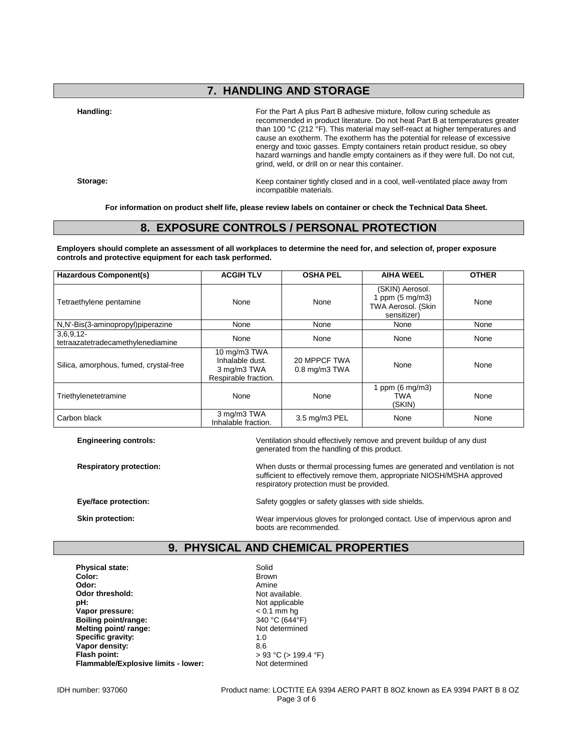## 7. HANDLING AND STORAGE

**Handling:** For the Part A plus Part B adhesive mixture, follow curing schedule as recommended in product literature. Do not heat Part B at temperatures greater than 100 °C (212 °F). This material may self-react at higher temperatures and cause an exotherm. The exotherm has the potential for release of excessive energy and toxic gasses. Empty containers retain product residue, so obey hazard warnings and handle empty containers as if they were full. Do not cut, grind, weld, or drill on or near this container.

**Storage:** Keep container tightly closed and in a cool, well-ventilated place away from incompatible materials.

**For information on product shelf life, please review labels on container or check the Technical Data Sheet.**

## 8. EXPOSURE CONTROLS / PERSONAL PROTECTION

**Employers should complete an assessment of all workplaces to determine the need for, and selection of, proper exposure controls and protective equipment for each task performed.**

| Hazardous Component(s) | ACGIH TLV | OSHA PEL | AIHA WEEL | OTHER |
|---|---|---|---|---|
| Tetraethylene pentamine | None | None | (SKIN) Aerosol. 1 ppm (5 mg/m3) TWA Aerosol. (Skin sensitizer) | None |
| N,N'-Bis(3-aminopropyl)piperazine | None | None | None | None |
| 3,6,9,12-tetraazatetradecamethylenediamine | None | None | None | None |
| Silica, amorphous, fumed, crystal-free | 10 mg/m3 TWA Inhalable dust. 3 mg/m3 TWA Respirable fraction. | 20 MPPCF TWA 0.8 mg/m3 TWA | None | None |
| Triethylenetetramine | None | None | 1 ppm (6 mg/m3) TWA (SKIN) | None |
| Carbon black | 3 mg/m3 TWA Inhalable fraction. | 3.5 mg/m3 PEL | None | None |

**Engineering controls:** Ventilation should effectively remove and prevent buildup of any dust generated from the handling of this product.

**Respiratory protection:** When dusts or thermal processing fumes are generated and ventilation is not sufficient to effectively remove them, appropriate NIOSH/MSHA approved respiratory protection must be provided.

**Eye/face protection:** Safety goggles or safety glasses with side shields.

**Skin protection:** Wear impervious gloves for prolonged contact. Use of impervious apron and boots are recommended.

## 9. PHYSICAL AND CHEMICAL PROPERTIES

**Physical state:** Solid
**Color:** Brown
**Odor:** Amine
**Odor threshold:** Not available.
**pH:** Not applicable
**Vapor pressure:** < 0.1 mm hg
**Boiling point/range:** 340 °C (644°F)
**Melting point/ range:** Not determined
**Specific gravity:** 1.0
**Vapor density:** 8.6
**Flash point:** > 93 °C (> 199.4 °F)
**Flammable/Explosive limits - lower:** Not determined

IDH number: 937060 Product name: LOCTITE EA 9394 AERO PART B 8OZ known as EA 9394 PART B 8 OZ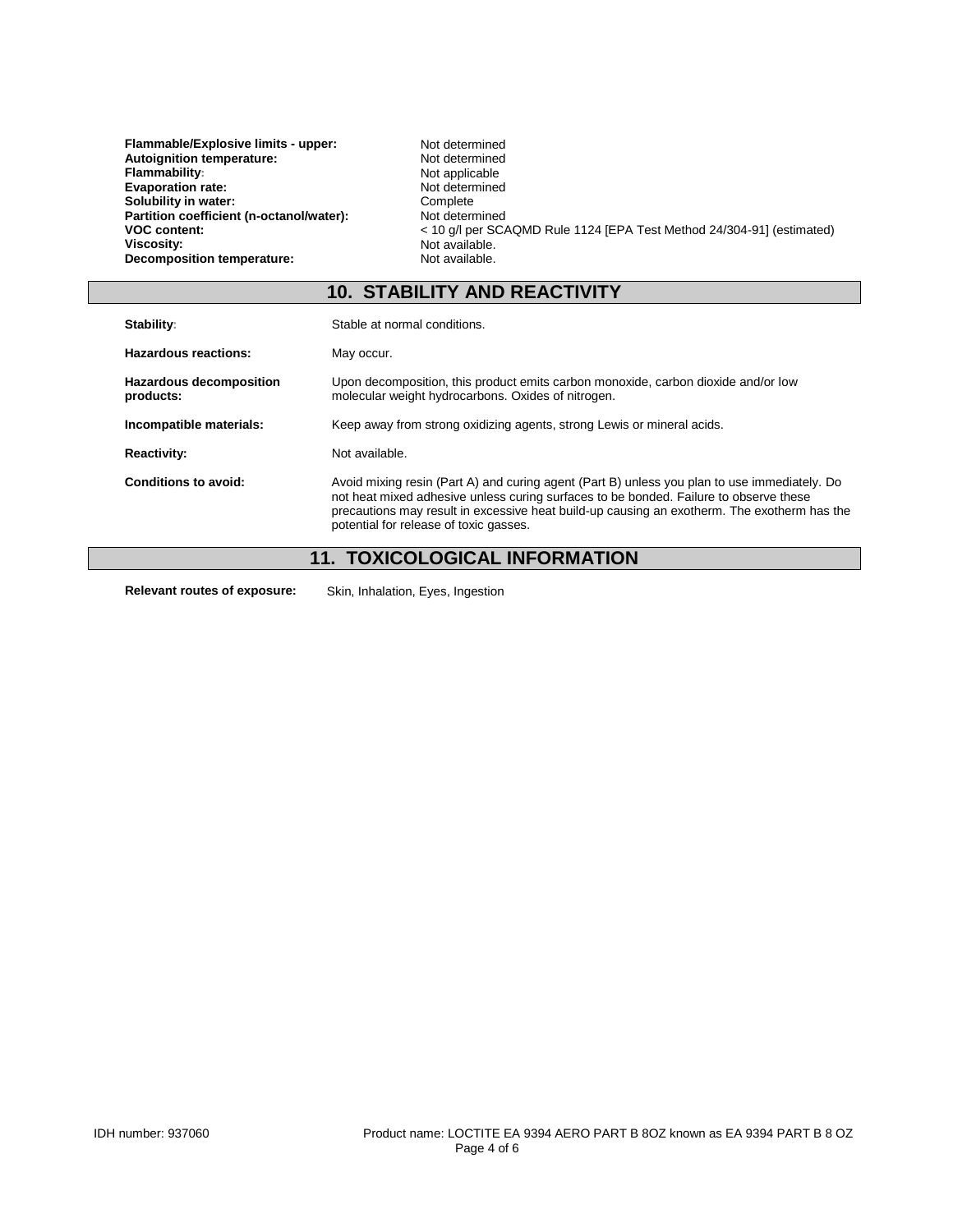| | |
|---|---|
| **Flammable/Explosive limits - upper:** | Not determined |
| **Autoignition temperature:** | Not determined |
| **Flammability:** | Not applicable |
| **Evaporation rate:** | Not determined |
| **Solubility in water:** | Complete |
| **Partition coefficient (n-octanol/water):** | Not determined |
| **VOC content:** | < 10 g/l per SCAQMD Rule 1124 [EPA Test Method 24/304-91] (estimated) |
| **Viscosity:** | Not available. |
| **Decomposition temperature:** | Not available. |

## 10. STABILITY AND REACTIVITY

| | |
|---|---|
| **Stability:** | Stable at normal conditions. |
| **Hazardous reactions:** | May occur. |
| **Hazardous decomposition products:** | Upon decomposition, this product emits carbon monoxide, carbon dioxide and/or low molecular weight hydrocarbons. Oxides of nitrogen. |
| **Incompatible materials:** | Keep away from strong oxidizing agents, strong Lewis or mineral acids. |
| **Reactivity:** | Not available. |
| **Conditions to avoid:** | Avoid mixing resin (Part A) and curing agent (Part B) unless you plan to use immediately. Do not heat mixed adhesive unless curing surfaces to be bonded. Failure to observe these precautions may result in excessive heat build-up causing an exotherm. The exotherm has the potential for release of toxic gasses. |

## 11. TOXICOLOGICAL INFORMATION

**Relevant routes of exposure:** Skin, Inhalation, Eyes, Ingestion

IDH number: 937060

Product name: LOCTITE EA 9394 AERO PART B 8OZ known as EA 9394 PART B 8 OZ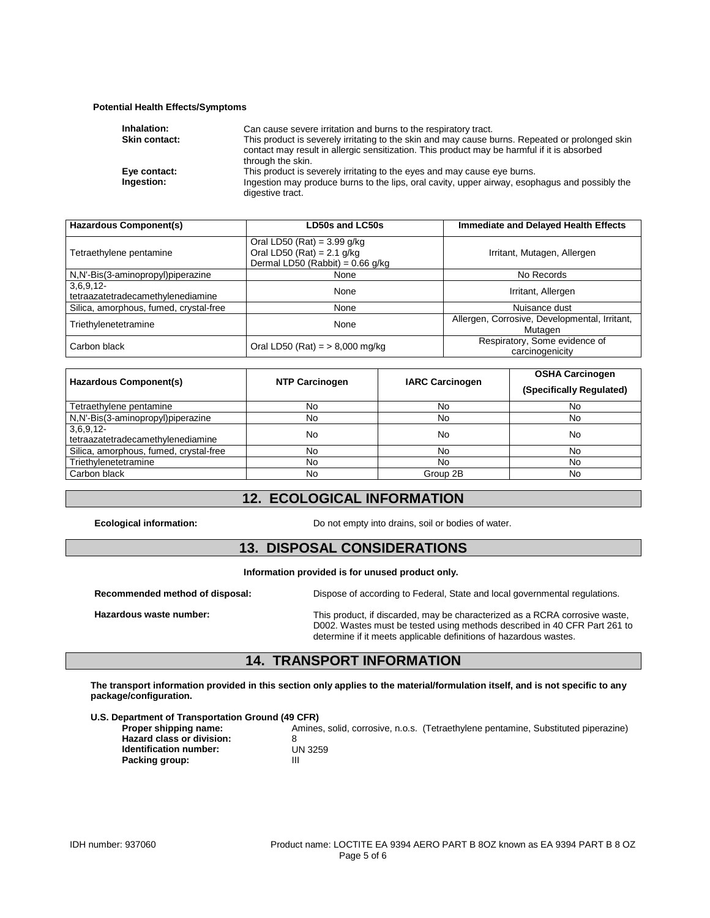**Potential Health Effects/Symptoms**

**Inhalation:** Can cause severe irritation and burns to the respiratory tract.

**Skin contact:** This product is severely irritating to the skin and may cause burns. Repeated or prolonged skin contact may result in allergic sensitization. This product may be harmful if it is absorbed through the skin.

**Eye contact:** This product is severely irritating to the eyes and may cause eye burns.

**Ingestion:** Ingestion may produce burns to the lips, oral cavity, upper airway, esophagus and possibly the digestive tract.

| Hazardous Component(s) | LD50s and LC50s | Immediate and Delayed Health Effects |
|---|---|---|
| Tetraethylene pentamine | Oral LD50 (Rat) = 3.99 g/kg<br>Oral LD50 (Rat) = 2.1 g/kg<br>Dermal LD50 (Rabbit) = 0.66 g/kg | Irritant, Mutagen, Allergen |
| N,N'-Bis(3-aminopropyl)piperazine | None | No Records |
| 3,6,9,12-tetraazatetradecamethylenediamine | None | Irritant, Allergen |
| Silica, amorphous, fumed, crystal-free | None | Nuisance dust |
| Triethylenetetramine | None | Allergen, Corrosive, Developmental, Irritant, Mutagen |
| Carbon black | Oral LD50 (Rat) = > 8,000 mg/kg | Respiratory, Some evidence of carcinogenicity |

| Hazardous Component(s) | NTP Carcinogen | IARC Carcinogen | OSHA Carcinogen (Specifically Regulated) |
|---|---|---|---|
| Tetraethylene pentamine | No | No | No |
| N,N'-Bis(3-aminopropyl)piperazine | No | No | No |
| 3,6,9,12-tetraazatetradecamethylenediamine | No | No | No |
| Silica, amorphous, fumed, crystal-free | No | No | No |
| Triethylenetetramine | No | No | No |
| Carbon black | No | Group 2B | No |

## 12. ECOLOGICAL INFORMATION

**Ecological information:** Do not empty into drains, soil or bodies of water.

## 13. DISPOSAL CONSIDERATIONS

**Information provided is for unused product only.**

**Recommended method of disposal:** Dispose of according to Federal, State and local governmental regulations.

**Hazardous waste number:** This product, if discarded, may be characterized as a RCRA corrosive waste, D002. Wastes must be tested using methods described in 40 CFR Part 261 to determine if it meets applicable definitions of hazardous wastes.

## 14. TRANSPORT INFORMATION

**The transport information provided in this section only applies to the material/formulation itself, and is not specific to any package/configuration.**

**U.S. Department of Transportation Ground (49 CFR)**

**Proper shipping name:** Amines, solid, corrosive, n.o.s. (Tetraethylene pentamine, Substituted piperazine)
**Hazard class or division:** 8
**Identification number:** UN 3259
**Packing group:** III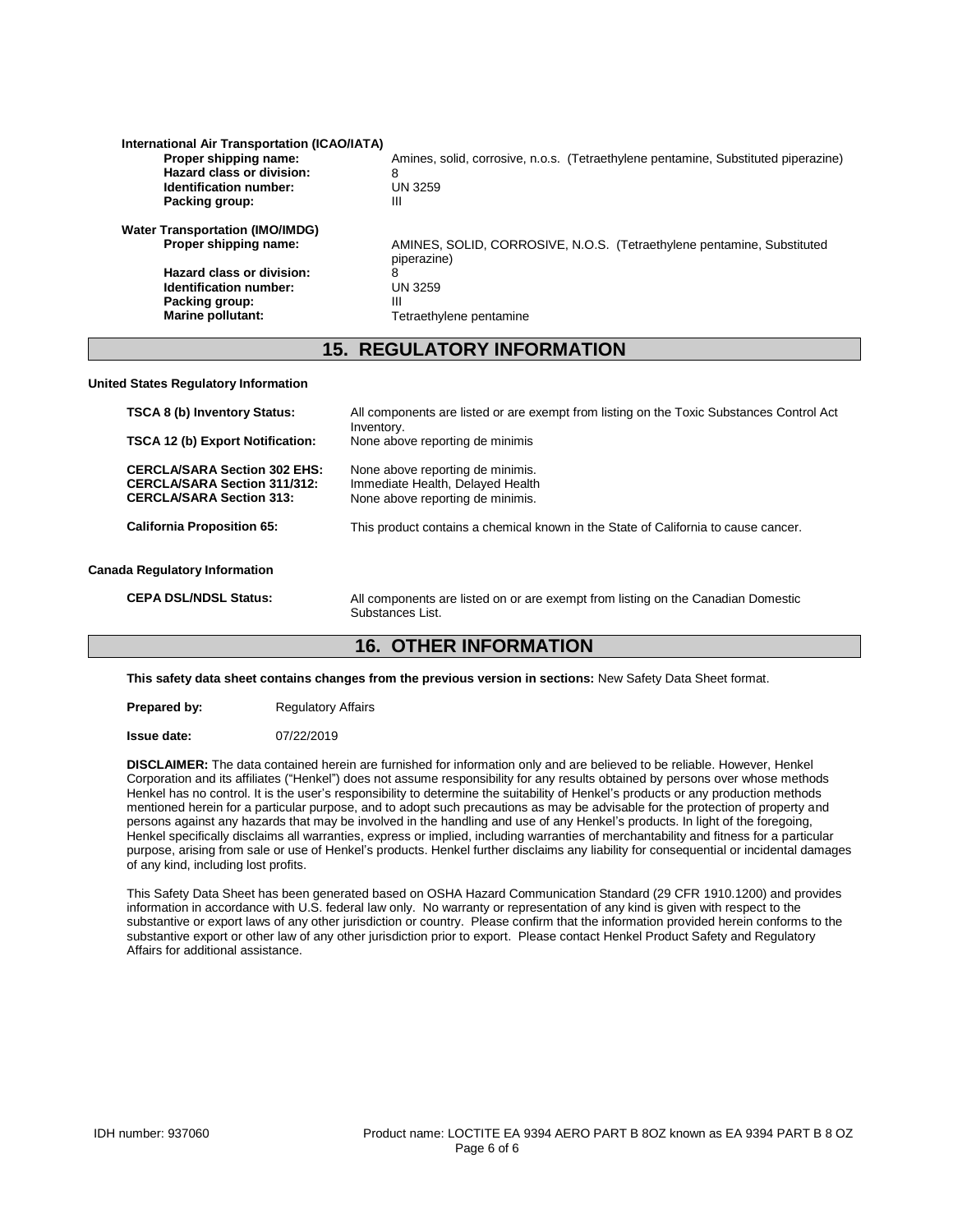**International Air Transportation (ICAO/IATA)**

| | |
|---|---|
| **Proper shipping name:** | Amines, solid, corrosive, n.o.s. (Tetraethylene pentamine, Substituted piperazine) |
| **Hazard class or division:** | 8 |
| **Identification number:** | UN 3259 |
| **Packing group:** | III |

**Water Transportation (IMO/IMDG)**

| | |
|---|---|
| **Proper shipping name:** | AMINES, SOLID, CORROSIVE, N.O.S. (Tetraethylene pentamine, Substituted piperazine) |
| **Hazard class or division:** | 8 |
| **Identification number:** | UN 3259 |
| **Packing group:** | III |
| **Marine pollutant:** | Tetraethylene pentamine |

## 15. REGULATORY INFORMATION

**United States Regulatory Information**

| | |
|---|---|
| **TSCA 8 (b) Inventory Status:** | All components are listed or are exempt from listing on the Toxic Substances Control Act Inventory. |
| **TSCA 12 (b) Export Notification:** | None above reporting de minimis |
| **CERCLA/SARA Section 302 EHS:** | None above reporting de minimis. |
| **CERCLA/SARA Section 311/312:** | Immediate Health, Delayed Health |
| **CERCLA/SARA Section 313:** | None above reporting de minimis. |
| **California Proposition 65:** | This product contains a chemical known in the State of California to cause cancer. |

**Canada Regulatory Information**

| | |
|---|---|
| **CEPA DSL/NDSL Status:** | All components are listed on or are exempt from listing on the Canadian Domestic Substances List. |

## 16. OTHER INFORMATION

**This safety data sheet contains changes from the previous version in sections:** New Safety Data Sheet format.

**Prepared by:** Regulatory Affairs

**Issue date:** 07/22/2019

**DISCLAIMER:** The data contained herein are furnished for information only and are believed to be reliable. However, Henkel Corporation and its affiliates ("Henkel") does not assume responsibility for any results obtained by persons over whose methods Henkel has no control. It is the user's responsibility to determine the suitability of Henkel's products or any production methods mentioned herein for a particular purpose, and to adopt such precautions as may be advisable for the protection of property and persons against any hazards that may be involved in the handling and use of any Henkel's products. In light of the foregoing, Henkel specifically disclaims all warranties, express or implied, including warranties of merchantability and fitness for a particular purpose, arising from sale or use of Henkel's products. Henkel further disclaims any liability for consequential or incidental damages of any kind, including lost profits.

This Safety Data Sheet has been generated based on OSHA Hazard Communication Standard (29 CFR 1910.1200) and provides information in accordance with U.S. federal law only. No warranty or representation of any kind is given with respect to the substantive or export laws of any other jurisdiction or country. Please confirm that the information provided herein conforms to the substantive export or other law of any other jurisdiction prior to export. Please contact Henkel Product Safety and Regulatory Affairs for additional assistance.

IDH number: 937060 Product name: LOCTITE EA 9394 AERO PART B 8OZ known as EA 9394 PART B 8 OZ